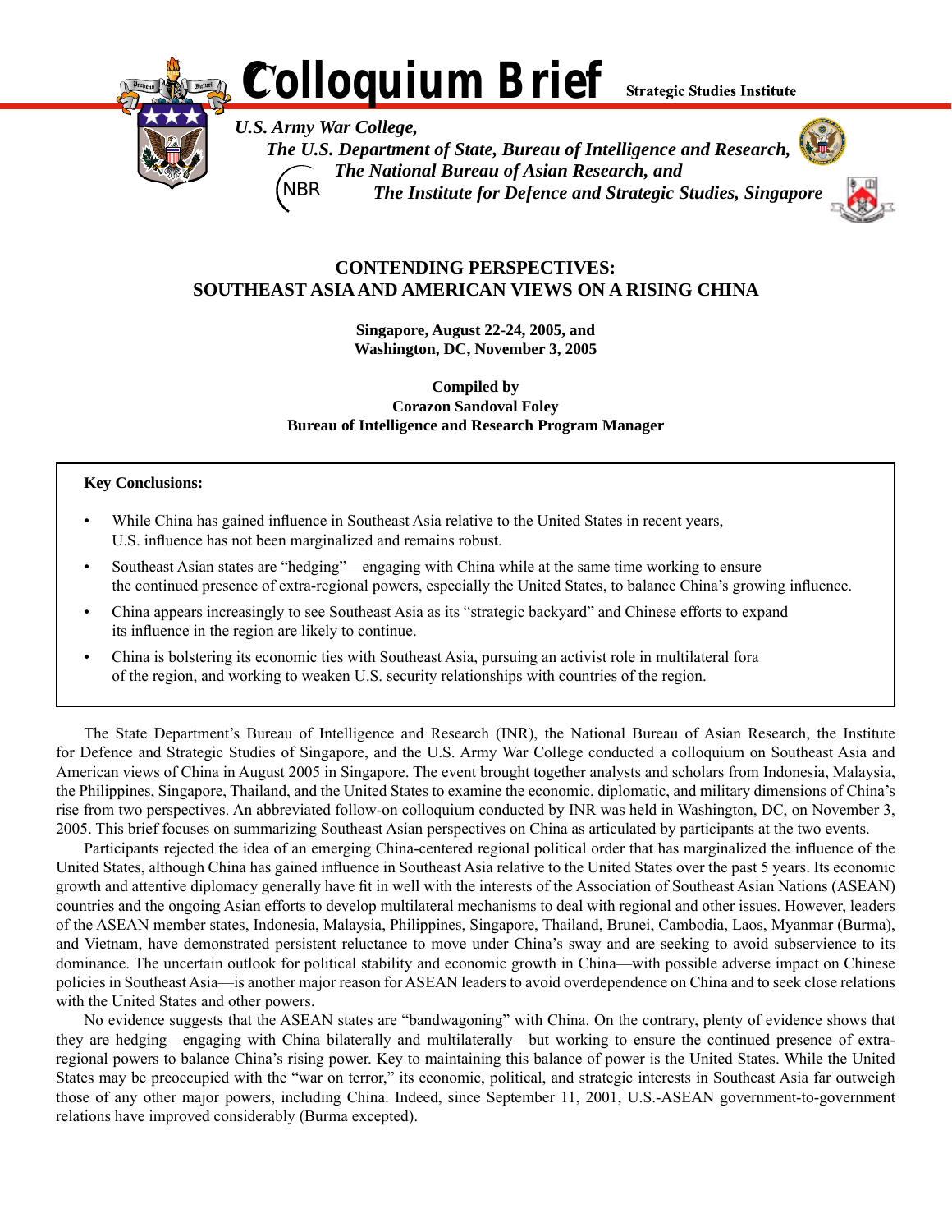# Colloquium Brief

Strategic Studies Institute

*U.S. Army War College,*
*The U.S. Department of State, Bureau of Intelligence and Research,*
*The National Bureau of Asian Research, and*
*The Institute for Defence and Strategic Studies, Singapore*

## CONTENDING PERSPECTIVES: SOUTHEAST ASIA AND AMERICAN VIEWS ON A RISING CHINA

**Singapore, August 22-24, 2005, and**
**Washington, DC, November 3, 2005**

**Compiled by**
**Corazon Sandoval Foley**
**Bureau of Intelligence and Research Program Manager**

**Key Conclusions:**

- While China has gained influence in Southeast Asia relative to the United States in recent years, U.S. influence has not been marginalized and remains robust.
- Southeast Asian states are "hedging"—engaging with China while at the same time working to ensure the continued presence of extra-regional powers, especially the United States, to balance China's growing influence.
- China appears increasingly to see Southeast Asia as its "strategic backyard" and Chinese efforts to expand its influence in the region are likely to continue.
- China is bolstering its economic ties with Southeast Asia, pursuing an activist role in multilateral fora of the region, and working to weaken U.S. security relationships with countries of the region.

The State Department's Bureau of Intelligence and Research (INR), the National Bureau of Asian Research, the Institute for Defence and Strategic Studies of Singapore, and the U.S. Army War College conducted a colloquium on Southeast Asia and American views of China in August 2005 in Singapore. The event brought together analysts and scholars from Indonesia, Malaysia, the Philippines, Singapore, Thailand, and the United States to examine the economic, diplomatic, and military dimensions of China's rise from two perspectives. An abbreviated follow-on colloquium conducted by INR was held in Washington, DC, on November 3, 2005. This brief focuses on summarizing Southeast Asian perspectives on China as articulated by participants at the two events.

Participants rejected the idea of an emerging China-centered regional political order that has marginalized the influence of the United States, although China has gained influence in Southeast Asia relative to the United States over the past 5 years. Its economic growth and attentive diplomacy generally have fit in well with the interests of the Association of Southeast Asian Nations (ASEAN) countries and the ongoing Asian efforts to develop multilateral mechanisms to deal with regional and other issues. However, leaders of the ASEAN member states, Indonesia, Malaysia, Philippines, Singapore, Thailand, Brunei, Cambodia, Laos, Myanmar (Burma), and Vietnam, have demonstrated persistent reluctance to move under China's sway and are seeking to avoid subservience to its dominance. The uncertain outlook for political stability and economic growth in China—with possible adverse impact on Chinese policies in Southeast Asia—is another major reason for ASEAN leaders to avoid overdependence on China and to seek close relations with the United States and other powers.

No evidence suggests that the ASEAN states are "bandwagoning" with China. On the contrary, plenty of evidence shows that they are hedging—engaging with China bilaterally and multilaterally—but working to ensure the continued presence of extra-regional powers to balance China's rising power. Key to maintaining this balance of power is the United States. While the United States may be preoccupied with the "war on terror," its economic, political, and strategic interests in Southeast Asia far outweigh those of any other major powers, including China. Indeed, since September 11, 2001, U.S.-ASEAN government-to-government relations have improved considerably (Burma excepted).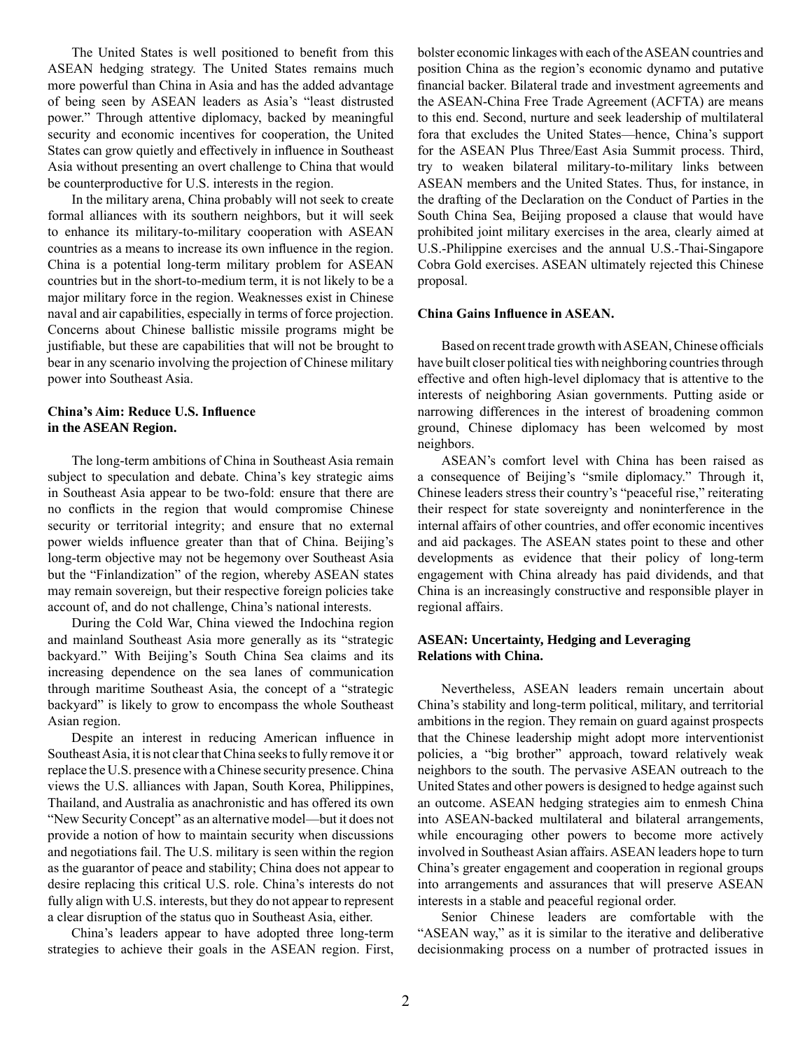The United States is well positioned to benefit from this ASEAN hedging strategy. The United States remains much more powerful than China in Asia and has the added advantage of being seen by ASEAN leaders as Asia's "least distrusted power." Through attentive diplomacy, backed by meaningful security and economic incentives for cooperation, the United States can grow quietly and effectively in influence in Southeast Asia without presenting an overt challenge to China that would be counterproductive for U.S. interests in the region.

In the military arena, China probably will not seek to create formal alliances with its southern neighbors, but it will seek to enhance its military-to-military cooperation with ASEAN countries as a means to increase its own influence in the region. China is a potential long-term military problem for ASEAN countries but in the short-to-medium term, it is not likely to be a major military force in the region. Weaknesses exist in Chinese naval and air capabilities, especially in terms of force projection. Concerns about Chinese ballistic missile programs might be justifiable, but these are capabilities that will not be brought to bear in any scenario involving the projection of Chinese military power into Southeast Asia.

### China's Aim: Reduce U.S. Influence in the ASEAN Region.

The long-term ambitions of China in Southeast Asia remain subject to speculation and debate. China's key strategic aims in Southeast Asia appear to be two-fold: ensure that there are no conflicts in the region that would compromise Chinese security or territorial integrity; and ensure that no external power wields influence greater than that of China. Beijing's long-term objective may not be hegemony over Southeast Asia but the "Finlandization" of the region, whereby ASEAN states may remain sovereign, but their respective foreign policies take account of, and do not challenge, China's national interests.

During the Cold War, China viewed the Indochina region and mainland Southeast Asia more generally as its "strategic backyard." With Beijing's South China Sea claims and its increasing dependence on the sea lanes of communication through maritime Southeast Asia, the concept of a "strategic backyard" is likely to grow to encompass the whole Southeast Asian region.

Despite an interest in reducing American influence in Southeast Asia, it is not clear that China seeks to fully remove it or replace the U.S. presence with a Chinese security presence. China views the U.S. alliances with Japan, South Korea, Philippines, Thailand, and Australia as anachronistic and has offered its own "New Security Concept" as an alternative model—but it does not provide a notion of how to maintain security when discussions and negotiations fail. The U.S. military is seen within the region as the guarantor of peace and stability; China does not appear to desire replacing this critical U.S. role. China's interests do not fully align with U.S. interests, but they do not appear to represent a clear disruption of the status quo in Southeast Asia, either.

China's leaders appear to have adopted three long-term strategies to achieve their goals in the ASEAN region. First, bolster economic linkages with each of the ASEAN countries and position China as the region's economic dynamo and putative financial backer. Bilateral trade and investment agreements and the ASEAN-China Free Trade Agreement (ACFTA) are means to this end. Second, nurture and seek leadership of multilateral fora that excludes the United States—hence, China's support for the ASEAN Plus Three/East Asia Summit process. Third, try to weaken bilateral military-to-military links between ASEAN members and the United States. Thus, for instance, in the drafting of the Declaration on the Conduct of Parties in the South China Sea, Beijing proposed a clause that would have prohibited joint military exercises in the area, clearly aimed at U.S.-Philippine exercises and the annual U.S.-Thai-Singapore Cobra Gold exercises. ASEAN ultimately rejected this Chinese proposal.

### China Gains Influence in ASEAN.

Based on recent trade growth with ASEAN, Chinese officials have built closer political ties with neighboring countries through effective and often high-level diplomacy that is attentive to the interests of neighboring Asian governments. Putting aside or narrowing differences in the interest of broadening common ground, Chinese diplomacy has been welcomed by most neighbors.

ASEAN's comfort level with China has been raised as a consequence of Beijing's "smile diplomacy." Through it, Chinese leaders stress their country's "peaceful rise," reiterating their respect for state sovereignty and noninterference in the internal affairs of other countries, and offer economic incentives and aid packages. The ASEAN states point to these and other developments as evidence that their policy of long-term engagement with China already has paid dividends, and that China is an increasingly constructive and responsible player in regional affairs.

### ASEAN: Uncertainty, Hedging and Leveraging Relations with China.

Nevertheless, ASEAN leaders remain uncertain about China's stability and long-term political, military, and territorial ambitions in the region. They remain on guard against prospects that the Chinese leadership might adopt more interventionist policies, a "big brother" approach, toward relatively weak neighbors to the south. The pervasive ASEAN outreach to the United States and other powers is designed to hedge against such an outcome. ASEAN hedging strategies aim to enmesh China into ASEAN-backed multilateral and bilateral arrangements, while encouraging other powers to become more actively involved in Southeast Asian affairs. ASEAN leaders hope to turn China's greater engagement and cooperation in regional groups into arrangements and assurances that will preserve ASEAN interests in a stable and peaceful regional order.

Senior Chinese leaders are comfortable with the "ASEAN way," as it is similar to the iterative and deliberative decisionmaking process on a number of protracted issues in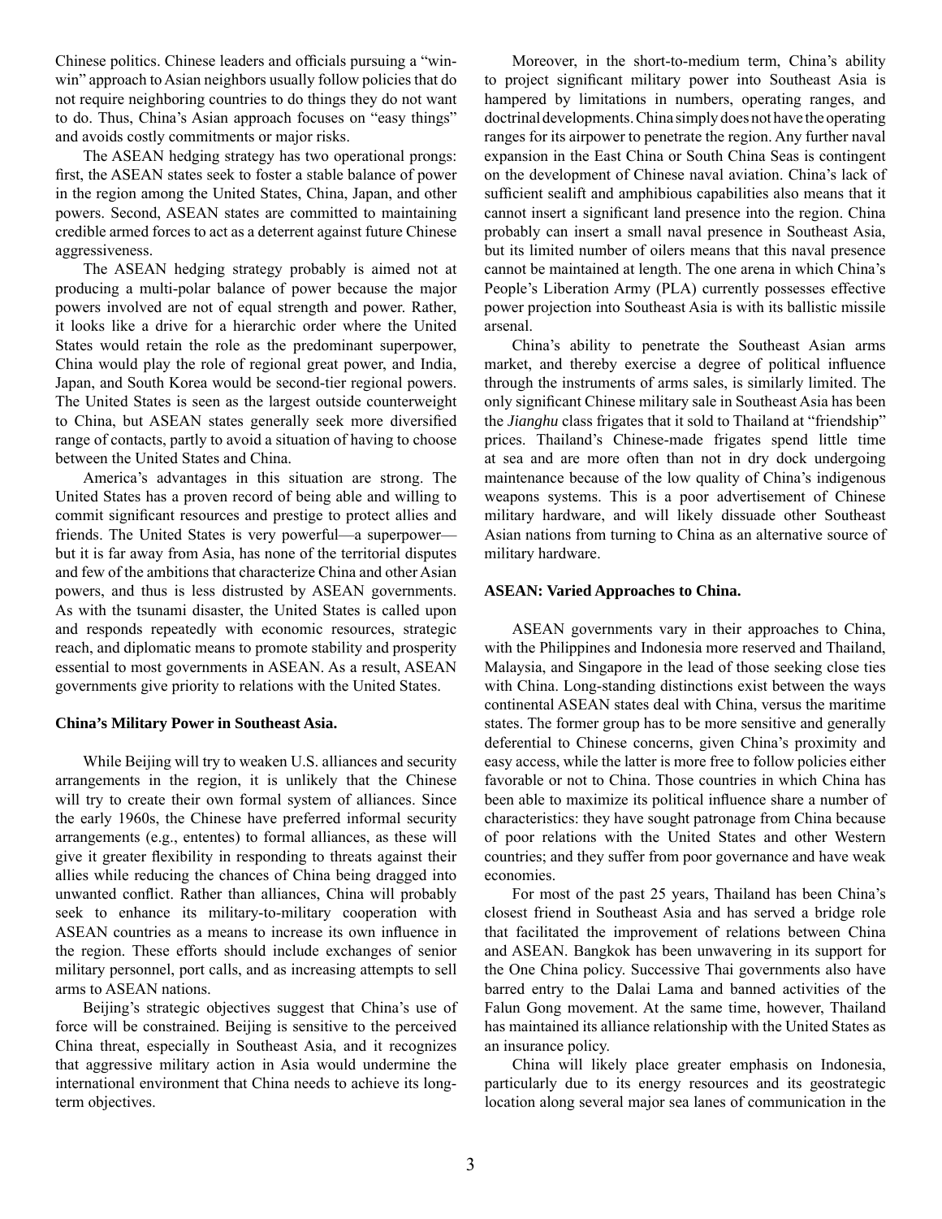Chinese politics. Chinese leaders and officials pursuing a "win-win" approach to Asian neighbors usually follow policies that do not require neighboring countries to do things they do not want to do. Thus, China's Asian approach focuses on "easy things" and avoids costly commitments or major risks.

The ASEAN hedging strategy has two operational prongs: first, the ASEAN states seek to foster a stable balance of power in the region among the United States, China, Japan, and other powers. Second, ASEAN states are committed to maintaining credible armed forces to act as a deterrent against future Chinese aggressiveness.

The ASEAN hedging strategy probably is aimed not at producing a multi-polar balance of power because the major powers involved are not of equal strength and power. Rather, it looks like a drive for a hierarchic order where the United States would retain the role as the predominant superpower, China would play the role of regional great power, and India, Japan, and South Korea would be second-tier regional powers. The United States is seen as the largest outside counterweight to China, but ASEAN states generally seek more diversified range of contacts, partly to avoid a situation of having to choose between the United States and China.

America's advantages in this situation are strong. The United States has a proven record of being able and willing to commit significant resources and prestige to protect allies and friends. The United States is very powerful—a superpower—but it is far away from Asia, has none of the territorial disputes and few of the ambitions that characterize China and other Asian powers, and thus is less distrusted by ASEAN governments. As with the tsunami disaster, the United States is called upon and responds repeatedly with economic resources, strategic reach, and diplomatic means to promote stability and prosperity essential to most governments in ASEAN. As a result, ASEAN governments give priority to relations with the United States.

**China's Military Power in Southeast Asia.**

While Beijing will try to weaken U.S. alliances and security arrangements in the region, it is unlikely that the Chinese will try to create their own formal system of alliances. Since the early 1960s, the Chinese have preferred informal security arrangements (e.g., ententes) to formal alliances, as these will give it greater flexibility in responding to threats against their allies while reducing the chances of China being dragged into unwanted conflict. Rather than alliances, China will probably seek to enhance its military-to-military cooperation with ASEAN countries as a means to increase its own influence in the region. These efforts should include exchanges of senior military personnel, port calls, and as increasing attempts to sell arms to ASEAN nations.

Beijing's strategic objectives suggest that China's use of force will be constrained. Beijing is sensitive to the perceived China threat, especially in Southeast Asia, and it recognizes that aggressive military action in Asia would undermine the international environment that China needs to achieve its long-term objectives.

Moreover, in the short-to-medium term, China's ability to project significant military power into Southeast Asia is hampered by limitations in numbers, operating ranges, and doctrinal developments. China simply does not have the operating ranges for its airpower to penetrate the region. Any further naval expansion in the East China or South China Seas is contingent on the development of Chinese naval aviation. China's lack of sufficient sealift and amphibious capabilities also means that it cannot insert a significant land presence into the region. China probably can insert a small naval presence in Southeast Asia, but its limited number of oilers means that this naval presence cannot be maintained at length. The one arena in which China's People's Liberation Army (PLA) currently possesses effective power projection into Southeast Asia is with its ballistic missile arsenal.

China's ability to penetrate the Southeast Asian arms market, and thereby exercise a degree of political influence through the instruments of arms sales, is similarly limited. The only significant Chinese military sale in Southeast Asia has been the *Jianghu* class frigates that it sold to Thailand at "friendship" prices. Thailand's Chinese-made frigates spend little time at sea and are more often than not in dry dock undergoing maintenance because of the low quality of China's indigenous weapons systems. This is a poor advertisement of Chinese military hardware, and will likely dissuade other Southeast Asian nations from turning to China as an alternative source of military hardware.

**ASEAN: Varied Approaches to China.**

ASEAN governments vary in their approaches to China, with the Philippines and Indonesia more reserved and Thailand, Malaysia, and Singapore in the lead of those seeking close ties with China. Long-standing distinctions exist between the ways continental ASEAN states deal with China, versus the maritime states. The former group has to be more sensitive and generally deferential to Chinese concerns, given China's proximity and easy access, while the latter is more free to follow policies either favorable or not to China. Those countries in which China has been able to maximize its political influence share a number of characteristics: they have sought patronage from China because of poor relations with the United States and other Western countries; and they suffer from poor governance and have weak economies.

For most of the past 25 years, Thailand has been China's closest friend in Southeast Asia and has served a bridge role that facilitated the improvement of relations between China and ASEAN. Bangkok has been unwavering in its support for the One China policy. Successive Thai governments also have barred entry to the Dalai Lama and banned activities of the Falun Gong movement. At the same time, however, Thailand has maintained its alliance relationship with the United States as an insurance policy.

China will likely place greater emphasis on Indonesia, particularly due to its energy resources and its geostrategic location along several major sea lanes of communication in the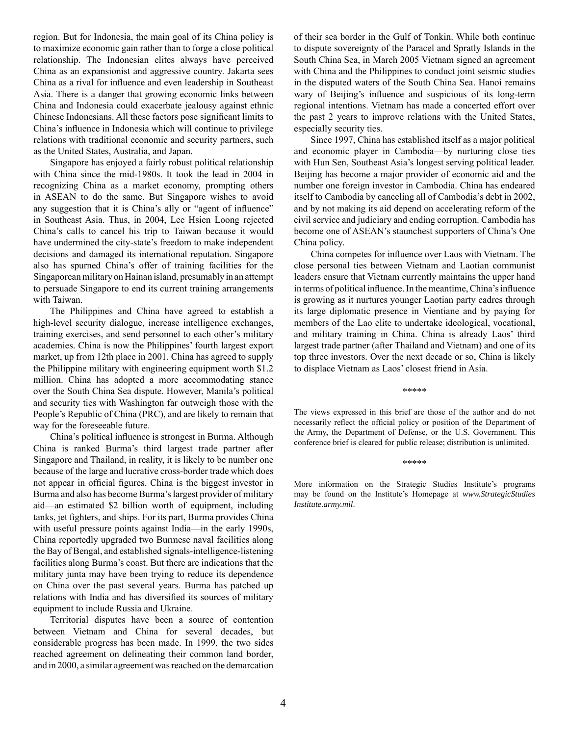region. But for Indonesia, the main goal of its China policy is to maximize economic gain rather than to forge a close political relationship. The Indonesian elites always have perceived China as an expansionist and aggressive country. Jakarta sees China as a rival for influence and even leadership in Southeast Asia. There is a danger that growing economic links between China and Indonesia could exacerbate jealousy against ethnic Chinese Indonesians. All these factors pose significant limits to China's influence in Indonesia which will continue to privilege relations with traditional economic and security partners, such as the United States, Australia, and Japan.

Singapore has enjoyed a fairly robust political relationship with China since the mid-1980s. It took the lead in 2004 in recognizing China as a market economy, prompting others in ASEAN to do the same. But Singapore wishes to avoid any suggestion that it is China's ally or "agent of influence" in Southeast Asia. Thus, in 2004, Lee Hsien Loong rejected China's calls to cancel his trip to Taiwan because it would have undermined the city-state's freedom to make independent decisions and damaged its international reputation. Singapore also has spurned China's offer of training facilities for the Singaporean military on Hainan island, presumably in an attempt to persuade Singapore to end its current training arrangements with Taiwan.

The Philippines and China have agreed to establish a high-level security dialogue, increase intelligence exchanges, training exercises, and send personnel to each other's military academies. China is now the Philippines' fourth largest export market, up from 12th place in 2001. China has agreed to supply the Philippine military with engineering equipment worth $1.2 million. China has adopted a more accommodating stance over the South China Sea dispute. However, Manila's political and security ties with Washington far outweigh those with the People's Republic of China (PRC), and are likely to remain that way for the foreseeable future.

China's political influence is strongest in Burma. Although China is ranked Burma's third largest trade partner after Singapore and Thailand, in reality, it is likely to be number one because of the large and lucrative cross-border trade which does not appear in official figures. China is the biggest investor in Burma and also has become Burma's largest provider of military aid—an estimated $2 billion worth of equipment, including tanks, jet fighters, and ships. For its part, Burma provides China with useful pressure points against India—in the early 1990s, China reportedly upgraded two Burmese naval facilities along the Bay of Bengal, and established signals-intelligence-listening facilities along Burma's coast. But there are indications that the military junta may have been trying to reduce its dependence on China over the past several years. Burma has patched up relations with India and has diversified its sources of military equipment to include Russia and Ukraine.

Territorial disputes have been a source of contention between Vietnam and China for several decades, but considerable progress has been made. In 1999, the two sides reached agreement on delineating their common land border, and in 2000, a similar agreement was reached on the demarcation of their sea border in the Gulf of Tonkin. While both continue to dispute sovereignty of the Paracel and Spratly Islands in the South China Sea, in March 2005 Vietnam signed an agreement with China and the Philippines to conduct joint seismic studies in the disputed waters of the South China Sea. Hanoi remains wary of Beijing's influence and suspicious of its long-term regional intentions. Vietnam has made a concerted effort over the past 2 years to improve relations with the United States, especially security ties.

Since 1997, China has established itself as a major political and economic player in Cambodia—by nurturing close ties with Hun Sen, Southeast Asia's longest serving political leader. Beijing has become a major provider of economic aid and the number one foreign investor in Cambodia. China has endeared itself to Cambodia by canceling all of Cambodia's debt in 2002, and by not making its aid depend on accelerating reform of the civil service and judiciary and ending corruption. Cambodia has become one of ASEAN's staunchest supporters of China's One China policy.

China competes for influence over Laos with Vietnam. The close personal ties between Vietnam and Laotian communist leaders ensure that Vietnam currently maintains the upper hand in terms of political influence. In the meantime, China's influence is growing as it nurtures younger Laotian party cadres through its large diplomatic presence in Vientiane and by paying for members of the Lao elite to undertake ideological, vocational, and military training in China. China is already Laos' third largest trade partner (after Thailand and Vietnam) and one of its top three investors. Over the next decade or so, China is likely to displace Vietnam as Laos' closest friend in Asia.

*****

The views expressed in this brief are those of the author and do not necessarily reflect the official policy or position of the Department of the Army, the Department of Defense, or the U.S. Government. This conference brief is cleared for public release; distribution is unlimited.

*****

More information on the Strategic Studies Institute's programs may be found on the Institute's Homepage at *www.StrategicStudiesInstitute.army.mil*.